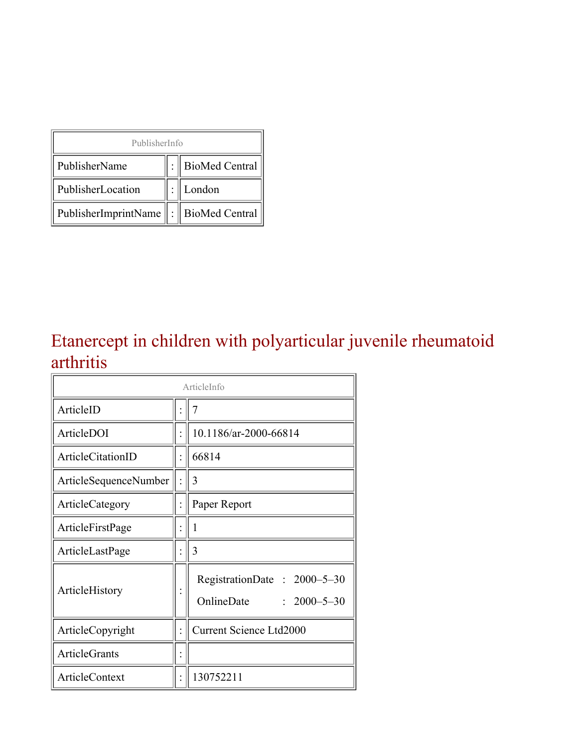| PublisherInfo | | |
|---|---|---|
| PublisherName | : | BioMed Central |
| PublisherLocation | : | London |
| PublisherImprintName | : | BioMed Central |

# Etanercept in children with polyarticular juvenile rheumatoid arthritis

| ArticleInfo | | |
|---|---|---|
| ArticleID | : | 7 |
| ArticleDOI | : | 10.1186/ar-2000-66814 |
| ArticleCitationID | : | 66814 |
| ArticleSequenceNumber | : | 3 |
| ArticleCategory | : | Paper Report |
| ArticleFirstPage | : | 1 |
| ArticleLastPage | : | 3 |
| ArticleHistory | : | RegistrationDate : 2000–5–30<br>OnlineDate : 2000–5–30 |
| ArticleCopyright | : | Current Science Ltd2000 |
| ArticleGrants | : | |
| ArticleContext | : | 130752211 |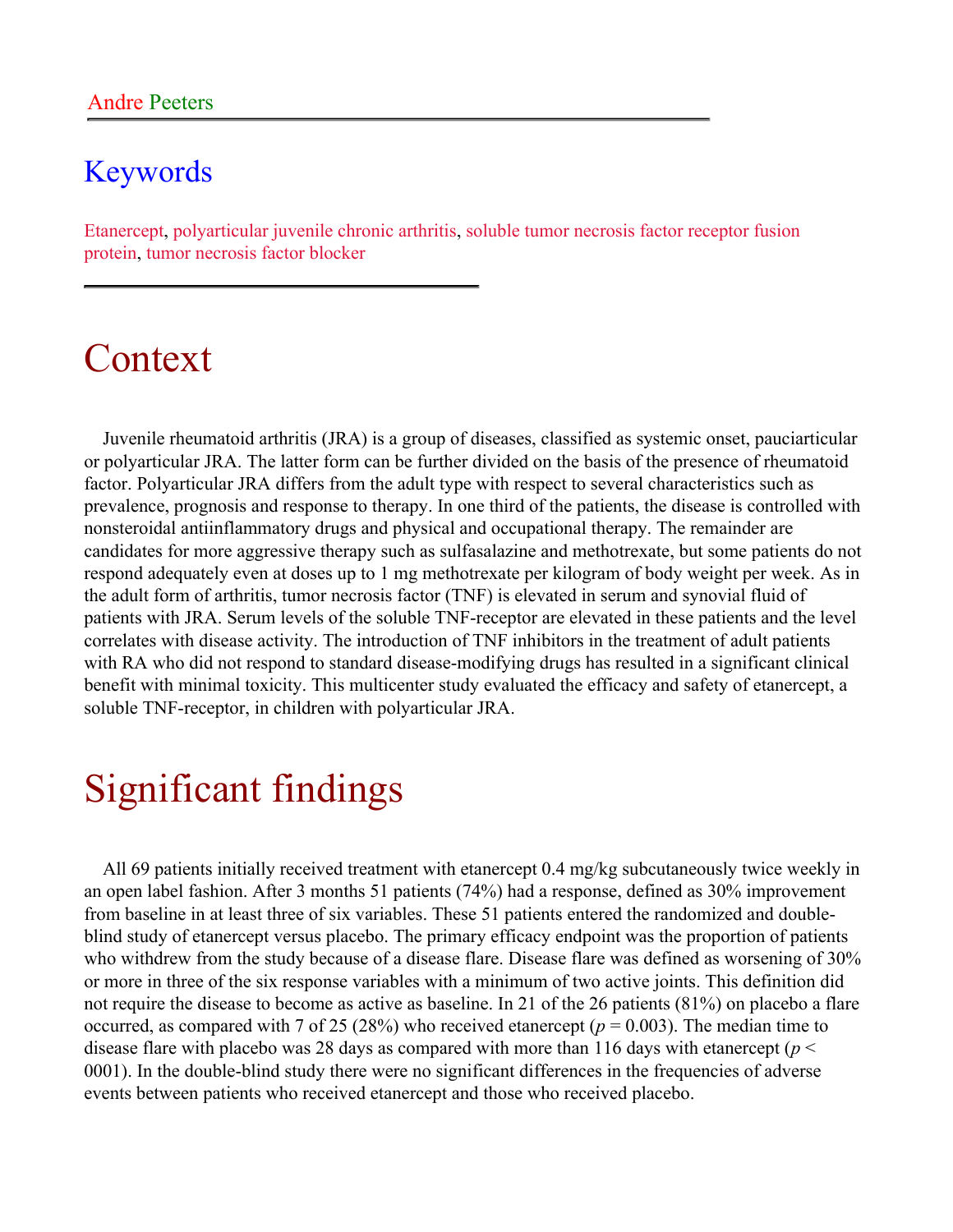Andre Peeters

## Keywords

Etanercept, polyarticular juvenile chronic arthritis, soluble tumor necrosis factor receptor fusion protein, tumor necrosis factor blocker

# Context

Juvenile rheumatoid arthritis (JRA) is a group of diseases, classified as systemic onset, pauciarticular or polyarticular JRA. The latter form can be further divided on the basis of the presence of rheumatoid factor. Polyarticular JRA differs from the adult type with respect to several characteristics such as prevalence, prognosis and response to therapy. In one third of the patients, the disease is controlled with nonsteroidal antiinflammatory drugs and physical and occupational therapy. The remainder are candidates for more aggressive therapy such as sulfasalazine and methotrexate, but some patients do not respond adequately even at doses up to 1 mg methotrexate per kilogram of body weight per week. As in the adult form of arthritis, tumor necrosis factor (TNF) is elevated in serum and synovial fluid of patients with JRA. Serum levels of the soluble TNF-receptor are elevated in these patients and the level correlates with disease activity. The introduction of TNF inhibitors in the treatment of adult patients with RA who did not respond to standard disease-modifying drugs has resulted in a significant clinical benefit with minimal toxicity. This multicenter study evaluated the efficacy and safety of etanercept, a soluble TNF-receptor, in children with polyarticular JRA.

# Significant findings

All 69 patients initially received treatment with etanercept 0.4 mg/kg subcutaneously twice weekly in an open label fashion. After 3 months 51 patients (74%) had a response, defined as 30% improvement from baseline in at least three of six variables. These 51 patients entered the randomized and double-blind study of etanercept versus placebo. The primary efficacy endpoint was the proportion of patients who withdrew from the study because of a disease flare. Disease flare was defined as worsening of 30% or more in three of the six response variables with a minimum of two active joints. This definition did not require the disease to become as active as baseline. In 21 of the 26 patients (81%) on placebo a flare occurred, as compared with 7 of 25 (28%) who received etanercept ($p = 0.003$). The median time to disease flare with placebo was 28 days as compared with more than 116 days with etanercept ($p <$ 0001). In the double-blind study there were no significant differences in the frequencies of adverse events between patients who received etanercept and those who received placebo.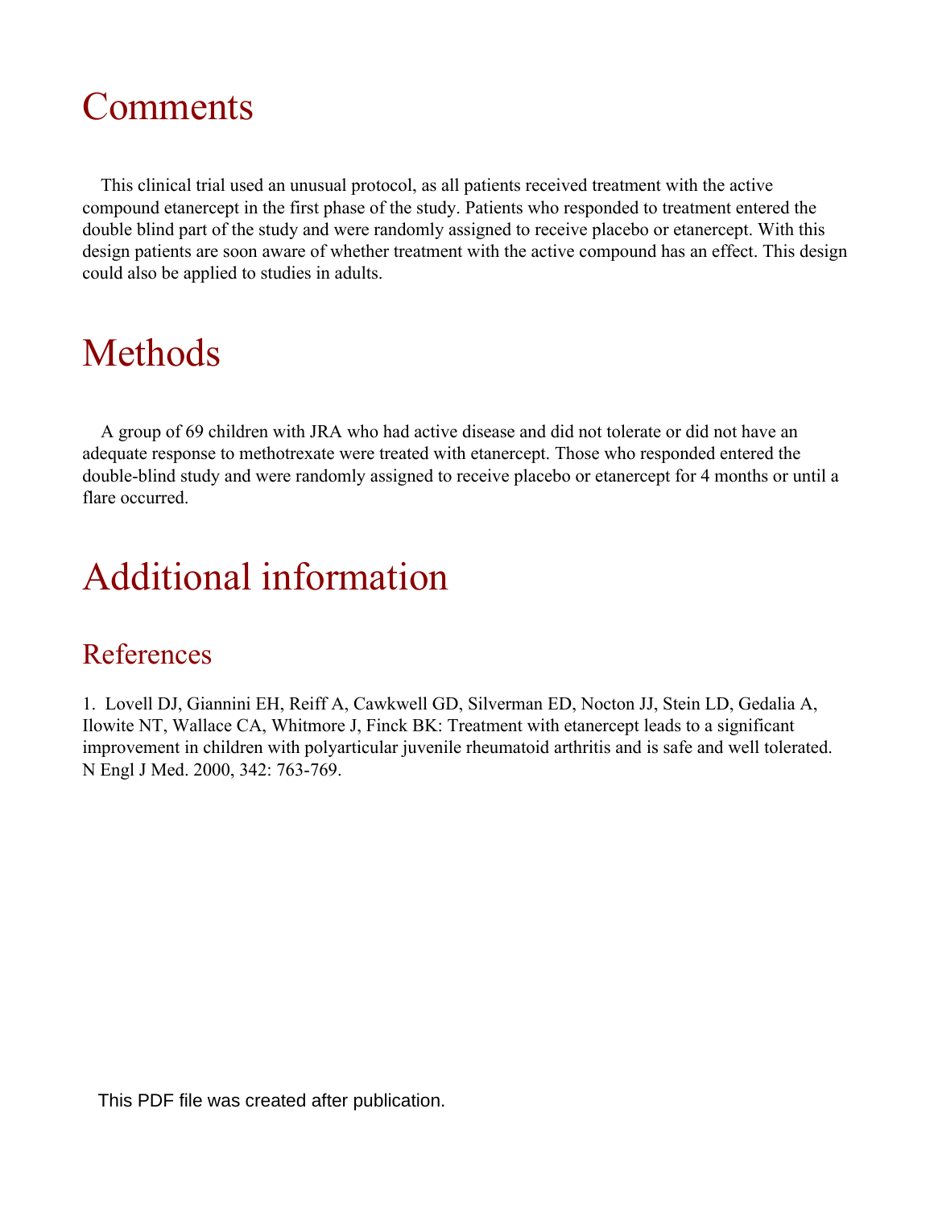# Comments

This clinical trial used an unusual protocol, as all patients received treatment with the active compound etanercept in the first phase of the study. Patients who responded to treatment entered the double blind part of the study and were randomly assigned to receive placebo or etanercept. With this design patients are soon aware of whether treatment with the active compound has an effect. This design could also be applied to studies in adults.

# Methods

A group of 69 children with JRA who had active disease and did not tolerate or did not have an adequate response to methotrexate were treated with etanercept. Those who responded entered the double-blind study and were randomly assigned to receive placebo or etanercept for 4 months or until a flare occurred.

# Additional information

## References

1. Lovell DJ, Giannini EH, Reiff A, Cawkwell GD, Silverman ED, Nocton JJ, Stein LD, Gedalia A, Ilowite NT, Wallace CA, Whitmore J, Finck BK: Treatment with etanercept leads to a significant improvement in children with polyarticular juvenile rheumatoid arthritis and is safe and well tolerated. N Engl J Med. 2000, 342: 763-769.

This PDF file was created after publication.